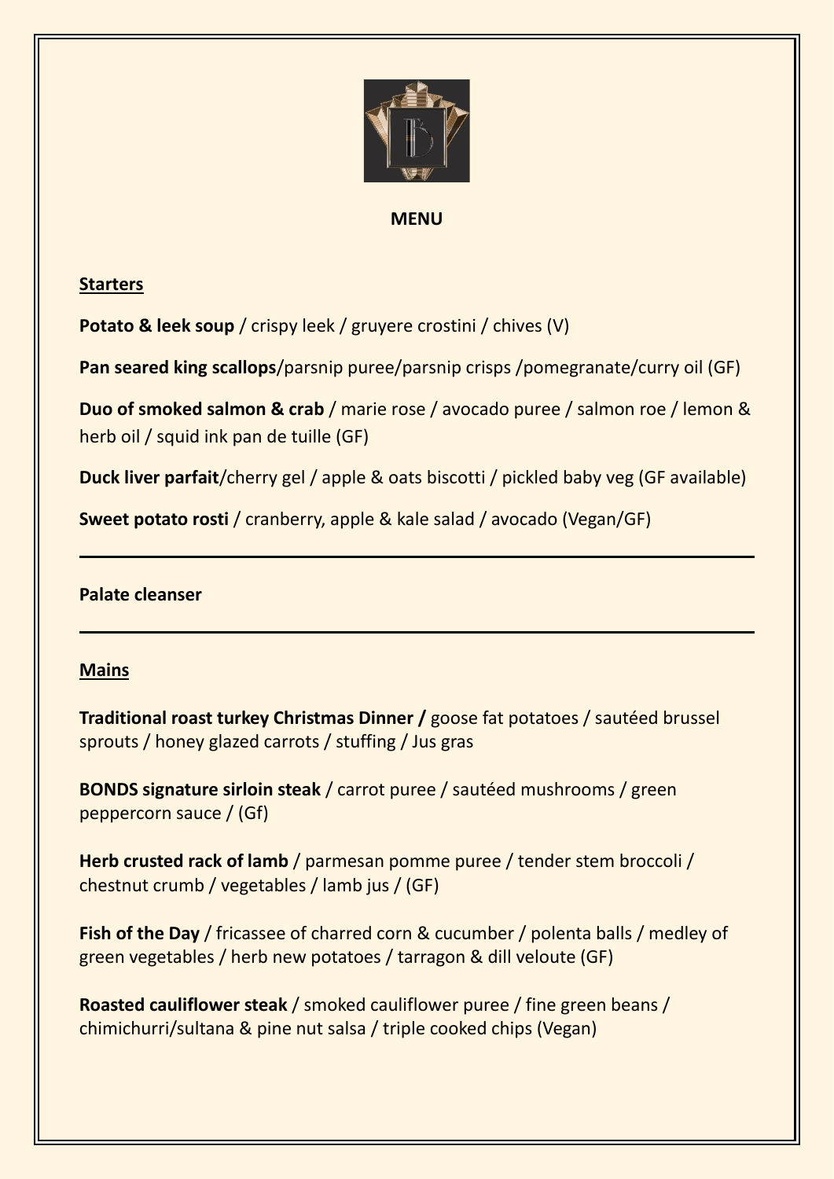# MENU

## Starters

**Potato & leek soup** / crispy leek / gruyere crostini / chives (V)

**Pan seared king scallops**/parsnip puree/parsnip crisps /pomegranate/curry oil (GF)

**Duo of smoked salmon & crab** / marie rose / avocado puree / salmon roe / lemon & herb oil / squid ink pan de tuille (GF)

**Duck liver parfait**/cherry gel / apple & oats biscotti / pickled baby veg (GF available)

**Sweet potato rosti** / cranberry, apple & kale salad / avocado (Vegan/GF)

---

**Palate cleanser**

---

## Mains

**Traditional roast turkey Christmas Dinner /** goose fat potatoes / sautéed brussel sprouts / honey glazed carrots / stuffing / Jus gras

**BONDS signature sirloin steak** / carrot puree / sautéed mushrooms / green peppercorn sauce / (Gf)

**Herb crusted rack of lamb** / parmesan pomme puree / tender stem broccoli / chestnut crumb / vegetables / lamb jus / (GF)

**Fish of the Day** / fricassee of charred corn & cucumber / polenta balls / medley of green vegetables / herb new potatoes / tarragon & dill veloute (GF)

**Roasted cauliflower steak** / smoked cauliflower puree / fine green beans / chimichurri/sultana & pine nut salsa / triple cooked chips (Vegan)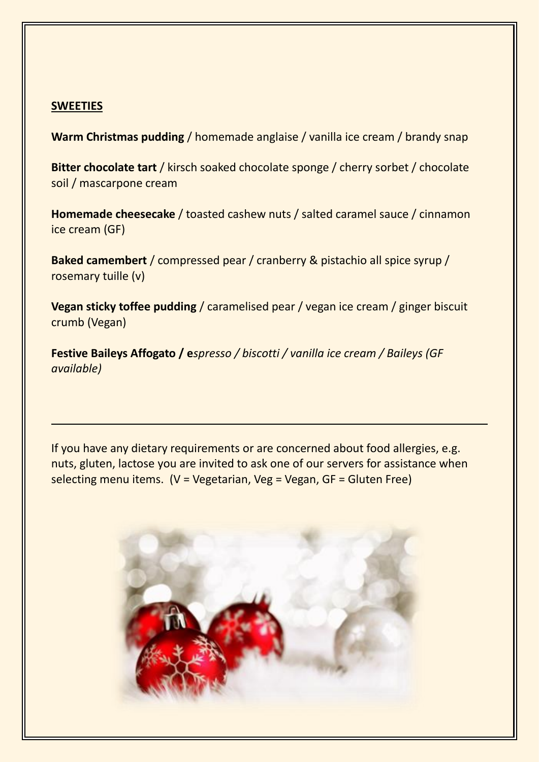**SWEETIES**

**Warm Christmas pudding** / homemade anglaise / vanilla ice cream / brandy snap

**Bitter chocolate tart** / kirsch soaked chocolate sponge / cherry sorbet / chocolate soil / mascarpone cream

**Homemade cheesecake** / toasted cashew nuts / salted caramel sauce / cinnamon ice cream (GF)

**Baked camembert** / compressed pear / cranberry & pistachio all spice syrup / rosemary tuille (v)

**Vegan sticky toffee pudding** / caramelised pear / vegan ice cream / ginger biscuit crumb (Vegan)

**Festive Baileys Affogato / e***spresso / biscotti / vanilla ice cream / Baileys (GF available)*

---

If you have any dietary requirements or are concerned about food allergies, e.g. nuts, gluten, lactose you are invited to ask one of our servers for assistance when selecting menu items. (V = Vegetarian, Veg = Vegan, GF = Gluten Free)